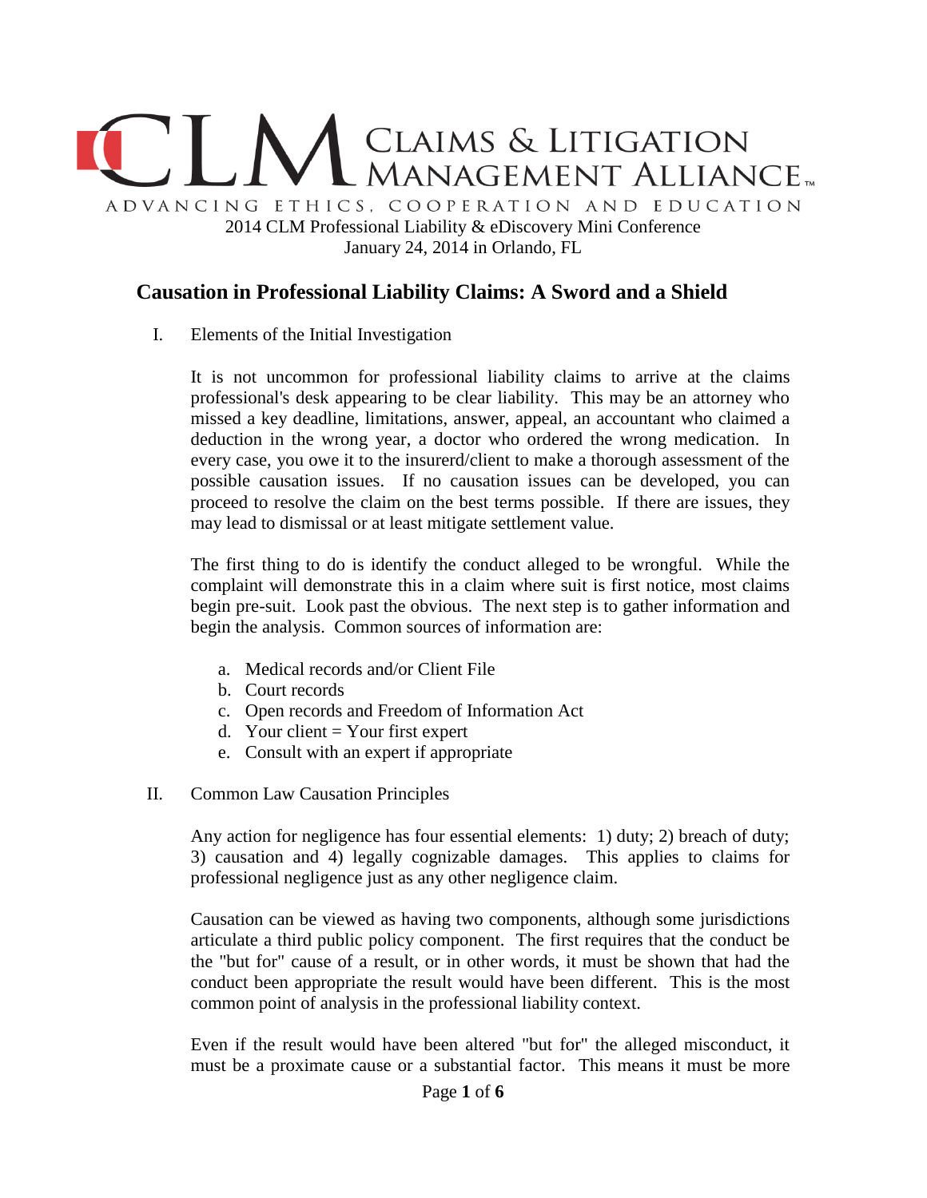CLAIMS & LITIGATION MANAGEMENT ALLIANCE

ADVANCING ETHICS, COOPERATION AND EDUCATION

2014 CLM Professional Liability & eDiscovery Mini Conference
January 24, 2014 in Orlando, FL

## Causation in Professional Liability Claims: A Sword and a Shield

I. Elements of the Initial Investigation

It is not uncommon for professional liability claims to arrive at the claims professional's desk appearing to be clear liability. This may be an attorney who missed a key deadline, limitations, answer, appeal, an accountant who claimed a deduction in the wrong year, a doctor who ordered the wrong medication. In every case, you owe it to the insurerd/client to make a thorough assessment of the possible causation issues. If no causation issues can be developed, you can proceed to resolve the claim on the best terms possible. If there are issues, they may lead to dismissal or at least mitigate settlement value.

The first thing to do is identify the conduct alleged to be wrongful. While the complaint will demonstrate this in a claim where suit is first notice, most claims begin pre-suit. Look past the obvious. The next step is to gather information and begin the analysis. Common sources of information are:

a. Medical records and/or Client File
b. Court records
c. Open records and Freedom of Information Act
d. Your client = Your first expert
e. Consult with an expert if appropriate

II. Common Law Causation Principles

Any action for negligence has four essential elements: 1) duty; 2) breach of duty; 3) causation and 4) legally cognizable damages. This applies to claims for professional negligence just as any other negligence claim.

Causation can be viewed as having two components, although some jurisdictions articulate a third public policy component. The first requires that the conduct be the "but for" cause of a result, or in other words, it must be shown that had the conduct been appropriate the result would have been different. This is the most common point of analysis in the professional liability context.

Even if the result would have been altered "but for" the alleged misconduct, it must be a proximate cause or a substantial factor. This means it must be more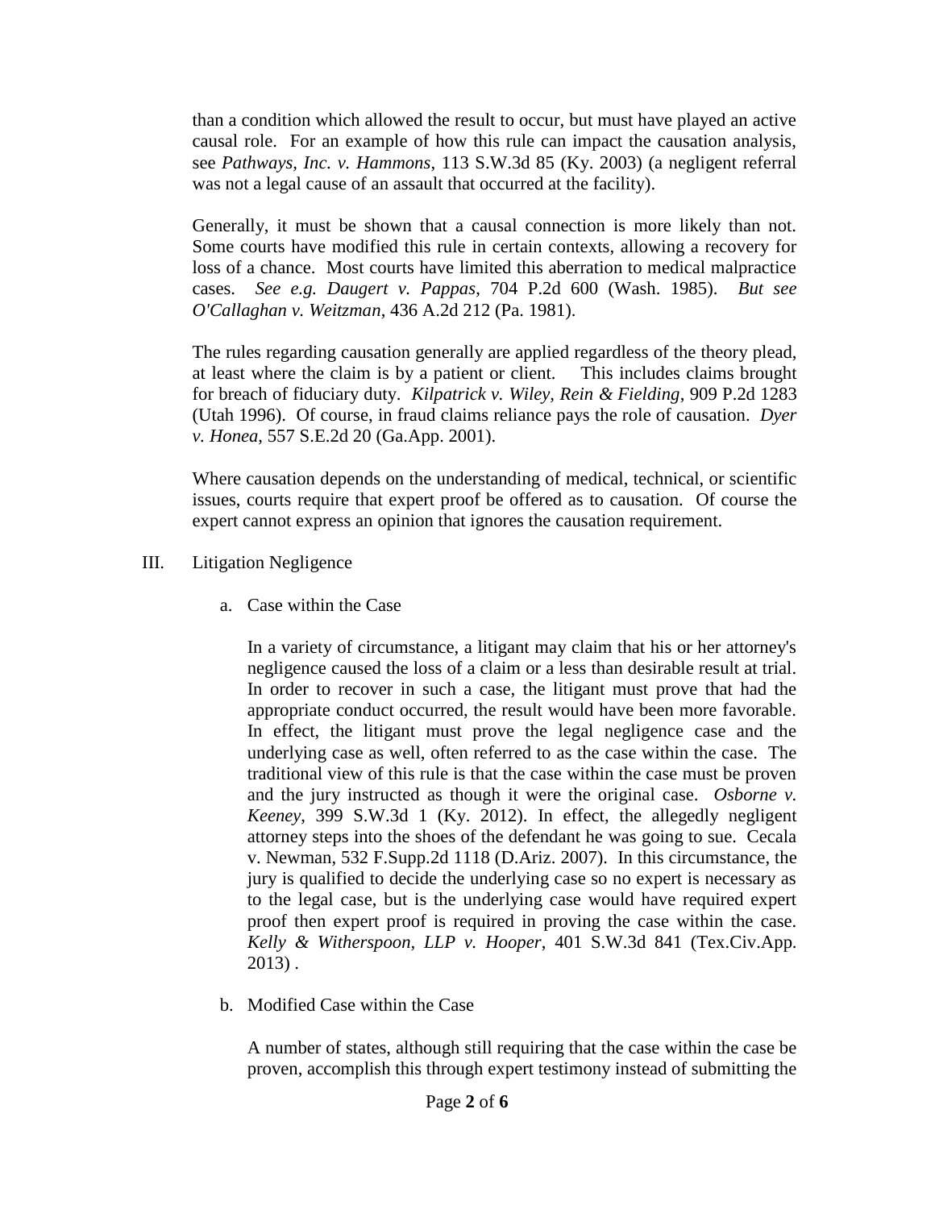than a condition which allowed the result to occur, but must have played an active causal role. For an example of how this rule can impact the causation analysis, see *Pathways, Inc. v. Hammons*, 113 S.W.3d 85 (Ky. 2003) (a negligent referral was not a legal cause of an assault that occurred at the facility).

Generally, it must be shown that a causal connection is more likely than not. Some courts have modified this rule in certain contexts, allowing a recovery for loss of a chance. Most courts have limited this aberration to medical malpractice cases. *See e.g. Daugert v. Pappas*, 704 P.2d 600 (Wash. 1985). *But see O'Callaghan v. Weitzman*, 436 A.2d 212 (Pa. 1981).

The rules regarding causation generally are applied regardless of the theory plead, at least where the claim is by a patient or client. This includes claims brought for breach of fiduciary duty. *Kilpatrick v. Wiley, Rein & Fielding*, 909 P.2d 1283 (Utah 1996). Of course, in fraud claims reliance pays the role of causation. *Dyer v. Honea*, 557 S.E.2d 20 (Ga.App. 2001).

Where causation depends on the understanding of medical, technical, or scientific issues, courts require that expert proof be offered as to causation. Of course the expert cannot express an opinion that ignores the causation requirement.

## III. Litigation Negligence

### a. Case within the Case

In a variety of circumstance, a litigant may claim that his or her attorney's negligence caused the loss of a claim or a less than desirable result at trial. In order to recover in such a case, the litigant must prove that had the appropriate conduct occurred, the result would have been more favorable. In effect, the litigant must prove the legal negligence case and the underlying case as well, often referred to as the case within the case. The traditional view of this rule is that the case within the case must be proven and the jury instructed as though it were the original case. *Osborne v. Keeney*, 399 S.W.3d 1 (Ky. 2012). In effect, the allegedly negligent attorney steps into the shoes of the defendant he was going to sue. Cecala v. Newman, 532 F.Supp.2d 1118 (D.Ariz. 2007). In this circumstance, the jury is qualified to decide the underlying case so no expert is necessary as to the legal case, but is the underlying case would have required expert proof then expert proof is required in proving the case within the case. *Kelly & Witherspoon, LLP v. Hooper*, 401 S.W.3d 841 (Tex.Civ.App. 2013) .

### b. Modified Case within the Case

A number of states, although still requiring that the case within the case be proven, accomplish this through expert testimony instead of submitting the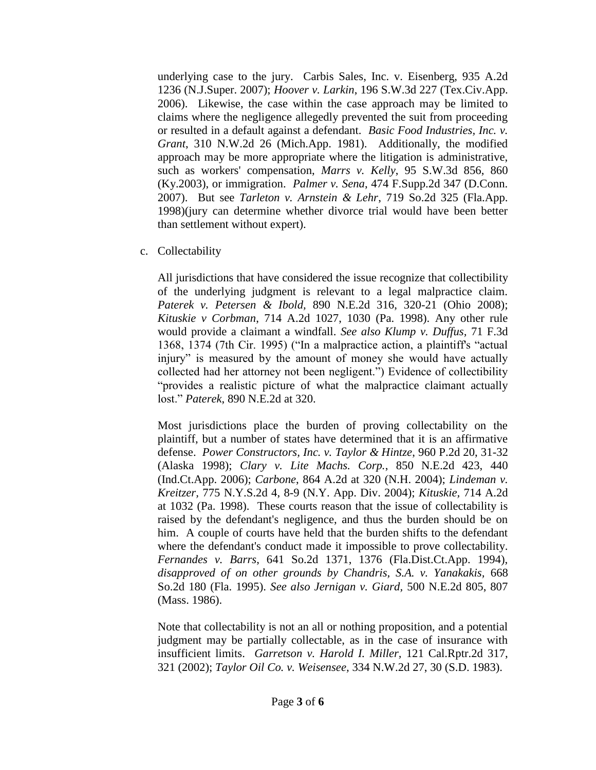underlying case to the jury. Carbis Sales, Inc. v. Eisenberg, 935 A.2d 1236 (N.J.Super. 2007); *Hoover v. Larkin*, 196 S.W.3d 227 (Tex.Civ.App. 2006). Likewise, the case within the case approach may be limited to claims where the negligence allegedly prevented the suit from proceeding or resulted in a default against a defendant. *Basic Food Industries, Inc. v. Grant*, 310 N.W.2d 26 (Mich.App. 1981). Additionally, the modified approach may be more appropriate where the litigation is administrative, such as workers' compensation, *Marrs v. Kelly*, 95 S.W.3d 856, 860 (Ky.2003), or immigration. *Palmer v. Sena*, 474 F.Supp.2d 347 (D.Conn. 2007). But see *Tarleton v. Arnstein & Lehr*, 719 So.2d 325 (Fla.App. 1998)(jury can determine whether divorce trial would have been better than settlement without expert).

c. Collectability

All jurisdictions that have considered the issue recognize that collectibility of the underlying judgment is relevant to a legal malpractice claim. *Paterek v. Petersen & Ibold*, 890 N.E.2d 316, 320-21 (Ohio 2008); *Kituskie v Corbman*, 714 A.2d 1027, 1030 (Pa. 1998). Any other rule would provide a claimant a windfall. *See also Klump v. Duffus*, 71 F.3d 1368, 1374 (7th Cir. 1995) ("In a malpractice action, a plaintiff's "actual injury" is measured by the amount of money she would have actually collected had her attorney not been negligent.") Evidence of collectibility "provides a realistic picture of what the malpractice claimant actually lost." *Paterek*, 890 N.E.2d at 320.

Most jurisdictions place the burden of proving collectability on the plaintiff, but a number of states have determined that it is an affirmative defense. *Power Constructors, Inc. v. Taylor & Hintze*, 960 P.2d 20, 31-32 (Alaska 1998); *Clary v. Lite Machs. Corp.*, 850 N.E.2d 423, 440 (Ind.Ct.App. 2006); *Carbone*, 864 A.2d at 320 (N.H. 2004); *Lindeman v. Kreitzer*, 775 N.Y.S.2d 4, 8-9 (N.Y. App. Div. 2004); *Kituskie*, 714 A.2d at 1032 (Pa. 1998). These courts reason that the issue of collectability is raised by the defendant's negligence, and thus the burden should be on him. A couple of courts have held that the burden shifts to the defendant where the defendant's conduct made it impossible to prove collectability. *Fernandes v. Barrs*, 641 So.2d 1371, 1376 (Fla.Dist.Ct.App. 1994), *disapproved of on other grounds by Chandris, S.A. v. Yanakakis*, 668 So.2d 180 (Fla. 1995). *See also Jernigan v. Giard*, 500 N.E.2d 805, 807 (Mass. 1986).

Note that collectability is not an all or nothing proposition, and a potential judgment may be partially collectable, as in the case of insurance with insufficient limits. *Garretson v. Harold I. Miller*, 121 Cal.Rptr.2d 317, 321 (2002); *Taylor Oil Co. v. Weisensee*, 334 N.W.2d 27, 30 (S.D. 1983).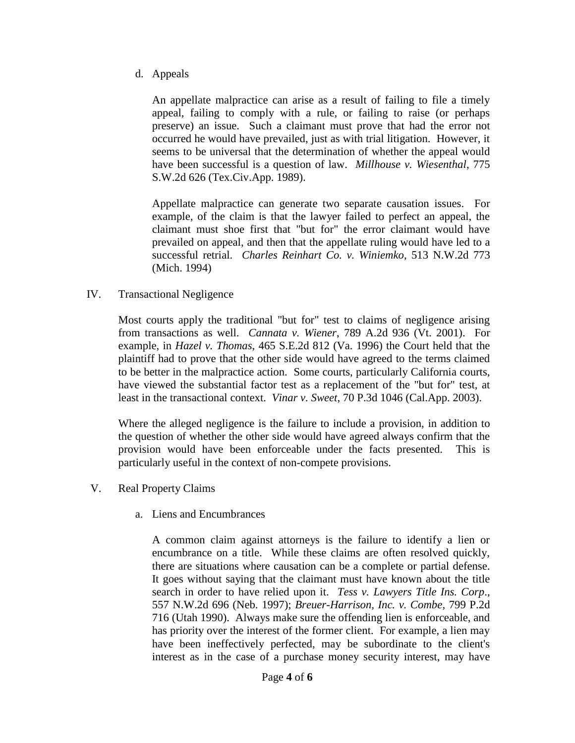d. Appeals

An appellate malpractice can arise as a result of failing to file a timely appeal, failing to comply with a rule, or failing to raise (or perhaps preserve) an issue. Such a claimant must prove that had the error not occurred he would have prevailed, just as with trial litigation. However, it seems to be universal that the determination of whether the appeal would have been successful is a question of law. *Millhouse v. Wiesenthal*, 775 S.W.2d 626 (Tex.Civ.App. 1989).

Appellate malpractice can generate two separate causation issues. For example, of the claim is that the lawyer failed to perfect an appeal, the claimant must shoe first that "but for" the error claimant would have prevailed on appeal, and then that the appellate ruling would have led to a successful retrial. *Charles Reinhart Co. v. Winiemko*, 513 N.W.2d 773 (Mich. 1994)

## IV. Transactional Negligence

Most courts apply the traditional "but for" test to claims of negligence arising from transactions as well. *Cannata v. Wiener*, 789 A.2d 936 (Vt. 2001). For example, in *Hazel v. Thomas*, 465 S.E.2d 812 (Va. 1996) the Court held that the plaintiff had to prove that the other side would have agreed to the terms claimed to be better in the malpractice action. Some courts, particularly California courts, have viewed the substantial factor test as a replacement of the "but for" test, at least in the transactional context. *Vinar v. Sweet*, 70 P.3d 1046 (Cal.App. 2003).

Where the alleged negligence is the failure to include a provision, in addition to the question of whether the other side would have agreed always confirm that the provision would have been enforceable under the facts presented. This is particularly useful in the context of non-compete provisions.

## V. Real Property Claims

a. Liens and Encumbrances

A common claim against attorneys is the failure to identify a lien or encumbrance on a title. While these claims are often resolved quickly, there are situations where causation can be a complete or partial defense. It goes without saying that the claimant must have known about the title search in order to have relied upon it. *Tess v. Lawyers Title Ins. Corp*., 557 N.W.2d 696 (Neb. 1997); *Breuer-Harrison, Inc. v. Combe*, 799 P.2d 716 (Utah 1990). Always make sure the offending lien is enforceable, and has priority over the interest of the former client. For example, a lien may have been ineffectively perfected, may be subordinate to the client's interest as in the case of a purchase money security interest, may have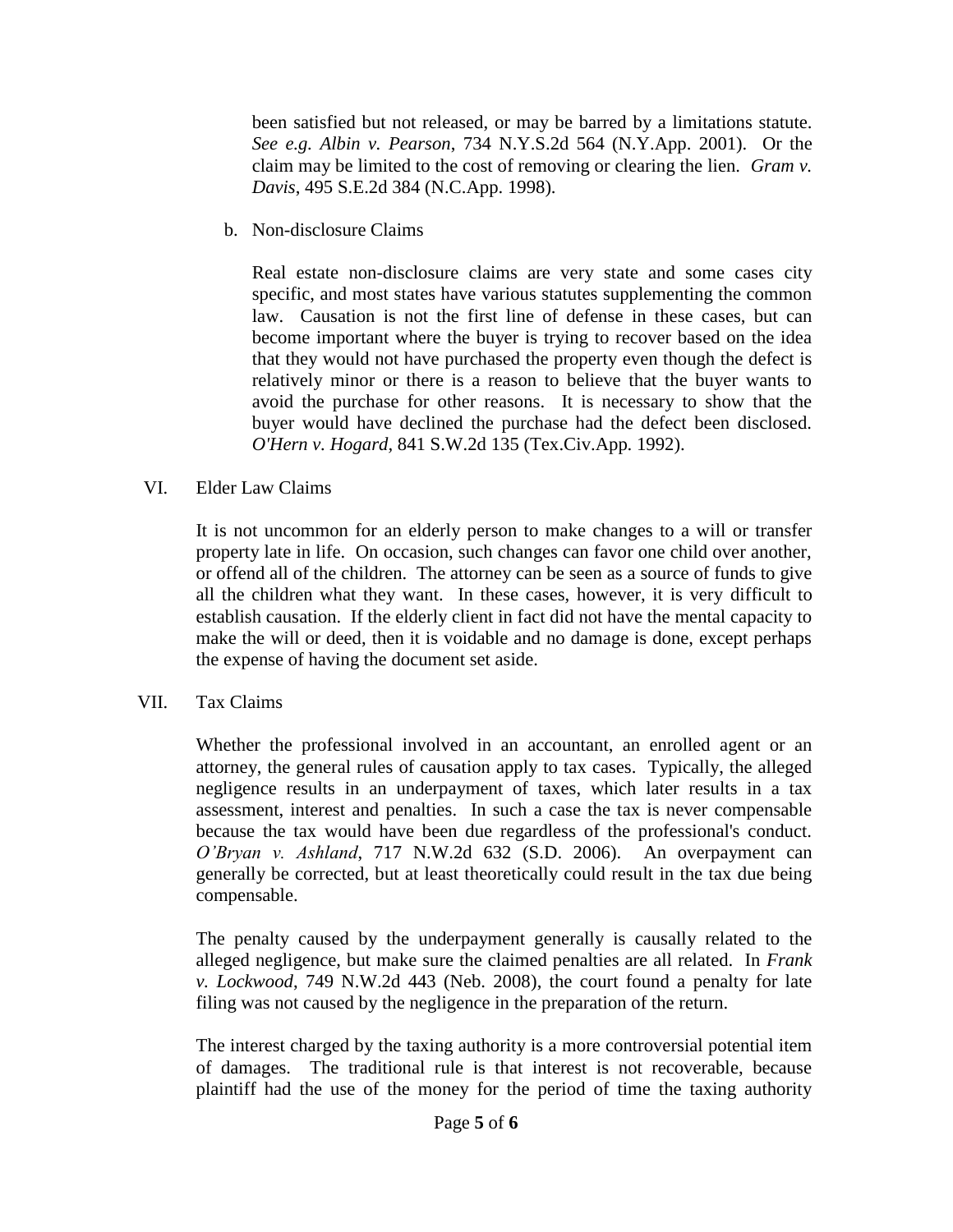been satisfied but not released, or may be barred by a limitations statute. *See e.g. Albin v. Pearson*, 734 N.Y.S.2d 564 (N.Y.App. 2001). Or the claim may be limited to the cost of removing or clearing the lien. *Gram v. Davis*, 495 S.E.2d 384 (N.C.App. 1998).

b. Non-disclosure Claims

Real estate non-disclosure claims are very state and some cases city specific, and most states have various statutes supplementing the common law. Causation is not the first line of defense in these cases, but can become important where the buyer is trying to recover based on the idea that they would not have purchased the property even though the defect is relatively minor or there is a reason to believe that the buyer wants to avoid the purchase for other reasons. It is necessary to show that the buyer would have declined the purchase had the defect been disclosed. *O'Hern v. Hogard*, 841 S.W.2d 135 (Tex.Civ.App. 1992).

## VI. Elder Law Claims

It is not uncommon for an elderly person to make changes to a will or transfer property late in life. On occasion, such changes can favor one child over another, or offend all of the children. The attorney can be seen as a source of funds to give all the children what they want. In these cases, however, it is very difficult to establish causation. If the elderly client in fact did not have the mental capacity to make the will or deed, then it is voidable and no damage is done, except perhaps the expense of having the document set aside.

## VII. Tax Claims

Whether the professional involved in an accountant, an enrolled agent or an attorney, the general rules of causation apply to tax cases. Typically, the alleged negligence results in an underpayment of taxes, which later results in a tax assessment, interest and penalties. In such a case the tax is never compensable because the tax would have been due regardless of the professional's conduct. *O'Bryan v. Ashland*, 717 N.W.2d 632 (S.D. 2006). An overpayment can generally be corrected, but at least theoretically could result in the tax due being compensable.

The penalty caused by the underpayment generally is causally related to the alleged negligence, but make sure the claimed penalties are all related. In *Frank v. Lockwood*, 749 N.W.2d 443 (Neb. 2008), the court found a penalty for late filing was not caused by the negligence in the preparation of the return.

The interest charged by the taxing authority is a more controversial potential item of damages. The traditional rule is that interest is not recoverable, because plaintiff had the use of the money for the period of time the taxing authority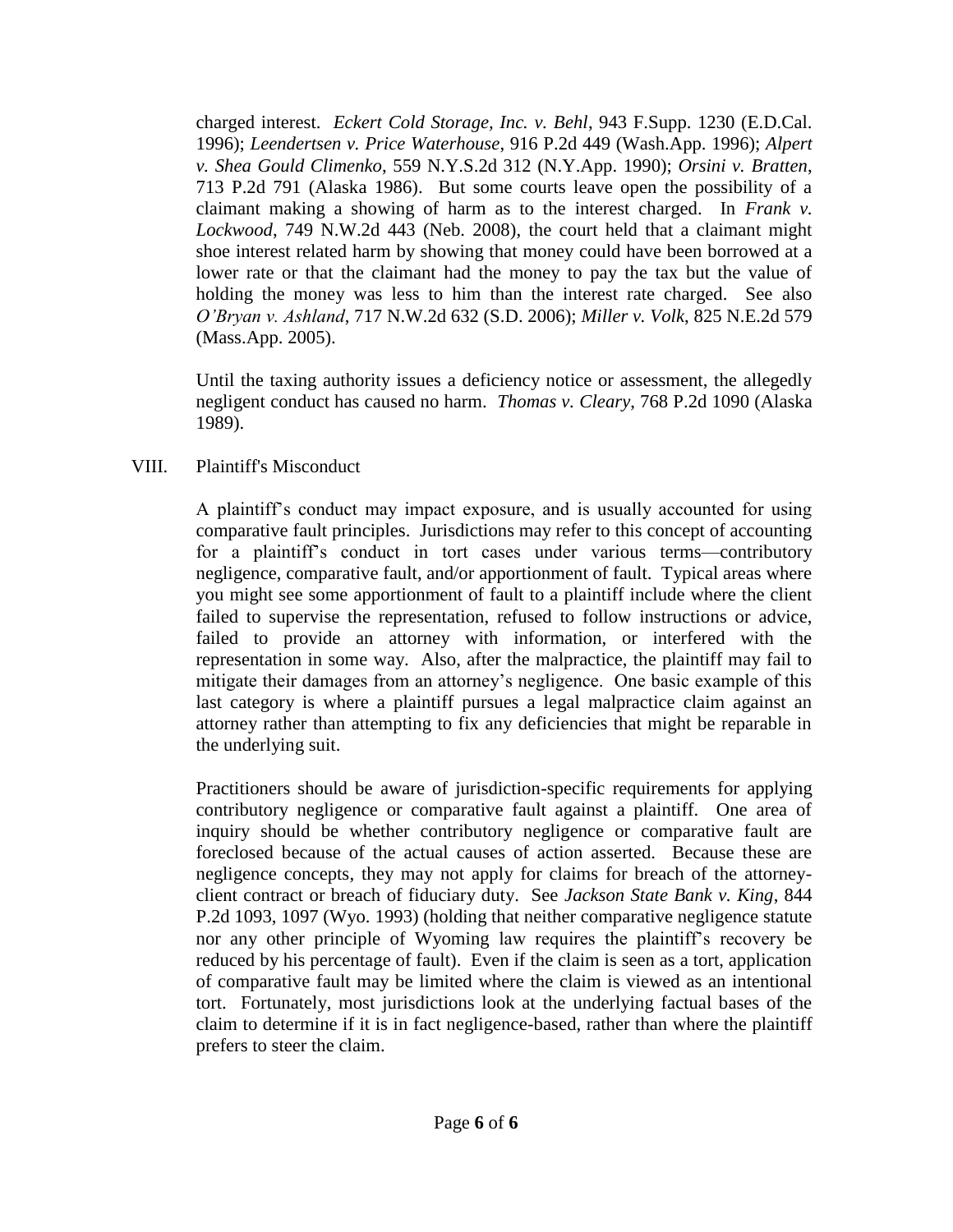charged interest. *Eckert Cold Storage, Inc. v. Behl*, 943 F.Supp. 1230 (E.D.Cal. 1996); *Leendertsen v. Price Waterhouse*, 916 P.2d 449 (Wash.App. 1996); *Alpert v. Shea Gould Climenko*, 559 N.Y.S.2d 312 (N.Y.App. 1990); *Orsini v. Bratten*, 713 P.2d 791 (Alaska 1986). But some courts leave open the possibility of a claimant making a showing of harm as to the interest charged. In *Frank v. Lockwood*, 749 N.W.2d 443 (Neb. 2008), the court held that a claimant might shoe interest related harm by showing that money could have been borrowed at a lower rate or that the claimant had the money to pay the tax but the value of holding the money was less to him than the interest rate charged. See also *O'Bryan v. Ashland*, 717 N.W.2d 632 (S.D. 2006); *Miller v. Volk*, 825 N.E.2d 579 (Mass.App. 2005).

Until the taxing authority issues a deficiency notice or assessment, the allegedly negligent conduct has caused no harm. *Thomas v. Cleary*, 768 P.2d 1090 (Alaska 1989).

## VIII. Plaintiff's Misconduct

A plaintiff's conduct may impact exposure, and is usually accounted for using comparative fault principles. Jurisdictions may refer to this concept of accounting for a plaintiff's conduct in tort cases under various terms—contributory negligence, comparative fault, and/or apportionment of fault. Typical areas where you might see some apportionment of fault to a plaintiff include where the client failed to supervise the representation, refused to follow instructions or advice, failed to provide an attorney with information, or interfered with the representation in some way. Also, after the malpractice, the plaintiff may fail to mitigate their damages from an attorney's negligence. One basic example of this last category is where a plaintiff pursues a legal malpractice claim against an attorney rather than attempting to fix any deficiencies that might be reparable in the underlying suit.

Practitioners should be aware of jurisdiction-specific requirements for applying contributory negligence or comparative fault against a plaintiff. One area of inquiry should be whether contributory negligence or comparative fault are foreclosed because of the actual causes of action asserted. Because these are negligence concepts, they may not apply for claims for breach of the attorney-client contract or breach of fiduciary duty. See *Jackson State Bank v. King*, 844 P.2d 1093, 1097 (Wyo. 1993) (holding that neither comparative negligence statute nor any other principle of Wyoming law requires the plaintiff's recovery be reduced by his percentage of fault). Even if the claim is seen as a tort, application of comparative fault may be limited where the claim is viewed as an intentional tort. Fortunately, most jurisdictions look at the underlying factual bases of the claim to determine if it is in fact negligence-based, rather than where the plaintiff prefers to steer the claim.